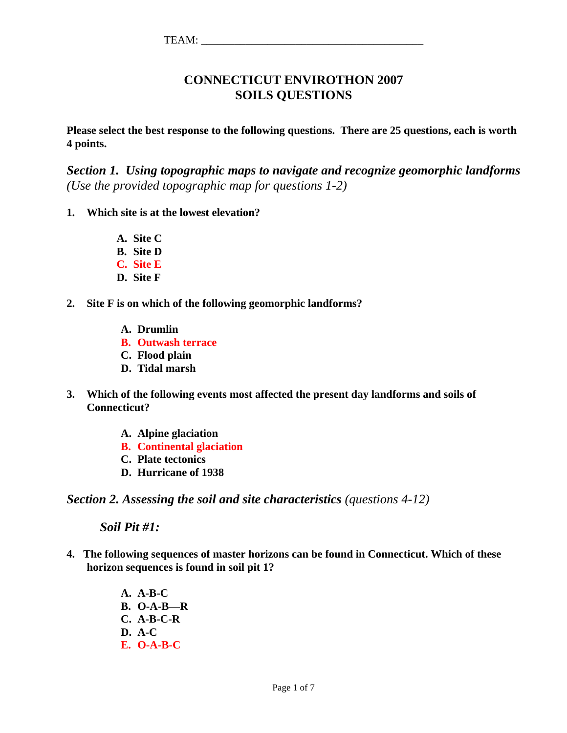TEAM: ________________________________________

# CONNECTICUT ENVIROTHON 2007
# SOILS QUESTIONS

**Please select the best response to the following questions. There are 25 questions, each is worth 4 points.**

## *Section 1. Using topographic maps to navigate and recognize geomorphic landforms* *(Use the provided topographic map for questions 1-2)*

**1. Which site is at the lowest elevation?**

- **A. Site C**
- **B. Site D**
- **C. Site E**
- **D. Site F**

**2. Site F is on which of the following geomorphic landforms?**

- **A. Drumlin**
- **B. Outwash terrace**
- **C. Flood plain**
- **D. Tidal marsh**

**3. Which of the following events most affected the present day landforms and soils of Connecticut?**

- **A. Alpine glaciation**
- **B. Continental glaciation**
- **C. Plate tectonics**
- **D. Hurricane of 1938**

## *Section 2. Assessing the soil and site characteristics* *(questions 4-12)*

### *Soil Pit #1:*

**4. The following sequences of master horizons can be found in Connecticut. Which of these horizon sequences is found in soil pit 1?**

- **A. A-B-C**
- **B. O-A-B—R**
- **C. A-B-C-R**
- **D. A-C**
- **E. O-A-B-C**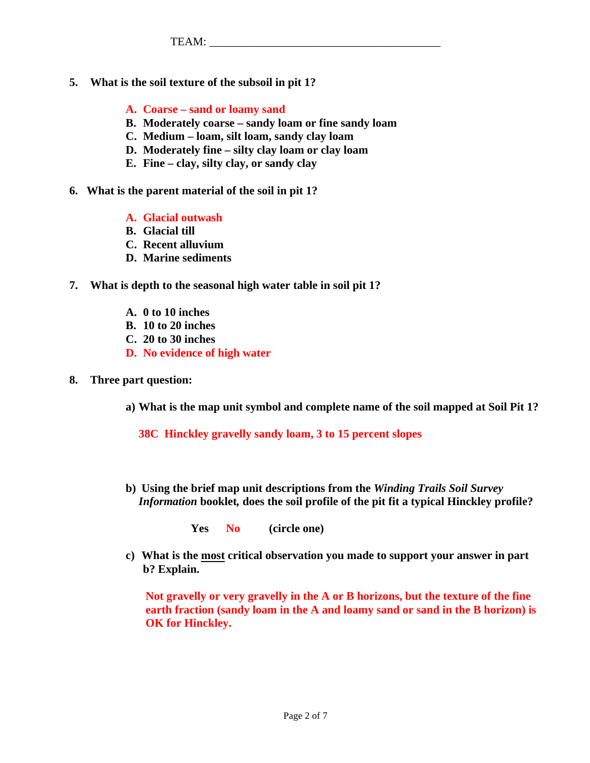TEAM: ________________________________________

**5. What is the soil texture of the subsoil in pit 1?**

- **A. Coarse – sand or loamy sand**
- **B. Moderately coarse – sandy loam or fine sandy loam**
- **C. Medium – loam, silt loam, sandy clay loam**
- **D. Moderately fine – silty clay loam or clay loam**
- **E. Fine – clay, silty clay, or sandy clay**

**6. What is the parent material of the soil in pit 1?**

- **A. Glacial outwash**
- **B. Glacial till**
- **C. Recent alluvium**
- **D. Marine sediments**

**7. What is depth to the seasonal high water table in soil pit 1?**

- **A. 0 to 10 inches**
- **B. 10 to 20 inches**
- **C. 20 to 30 inches**
- **D. No evidence of high water**

**8. Three part question:**

**a) What is the map unit symbol and complete name of the soil mapped at Soil Pit 1?**

**38C Hinckley gravelly sandy loam, 3 to 15 percent slopes**

**b) Using the brief map unit descriptions from the *Winding Trails Soil Survey Information* booklet, does the soil profile of the pit fit a typical Hinckley profile?**

**Yes No (circle one)**

**c) What is the most critical observation you made to support your answer in part b? Explain.**

**Not gravelly or very gravelly in the A or B horizons, but the texture of the fine earth fraction (sandy loam in the A and loamy sand or sand in the B horizon) is OK for Hinckley.**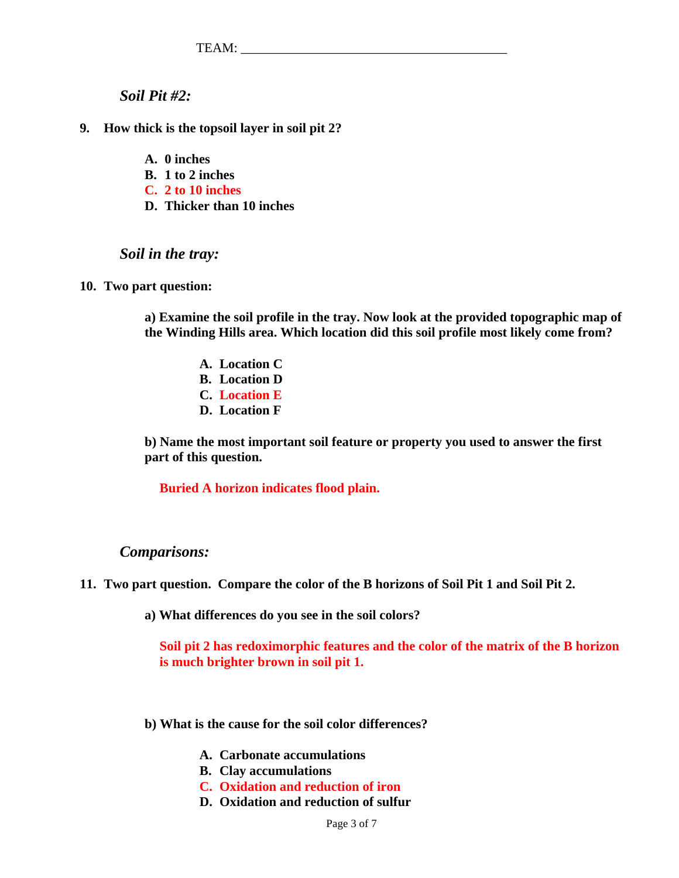TEAM: ________________________________________

### *Soil Pit #2:*

**9. How thick is the topsoil layer in soil pit 2?**

- **A. 0 inches**
- **B. 1 to 2 inches**
- **C. 2 to 10 inches**
- **D. Thicker than 10 inches**

### *Soil in the tray:*

**10. Two part question:**

**a) Examine the soil profile in the tray. Now look at the provided topographic map of the Winding Hills area. Which location did this soil profile most likely come from?**

- **A. Location C**
- **B. Location D**
- **C. Location E**
- **D. Location F**

**b) Name the most important soil feature or property you used to answer the first part of this question.**

**Buried A horizon indicates flood plain.**

### *Comparisons:*

**11. Two part question. Compare the color of the B horizons of Soil Pit 1 and Soil Pit 2.**

**a) What differences do you see in the soil colors?**

**Soil pit 2 has redoximorphic features and the color of the matrix of the B horizon is much brighter brown in soil pit 1.**

**b) What is the cause for the soil color differences?**

- **A. Carbonate accumulations**
- **B. Clay accumulations**
- **C. Oxidation and reduction of iron**
- **D. Oxidation and reduction of sulfur**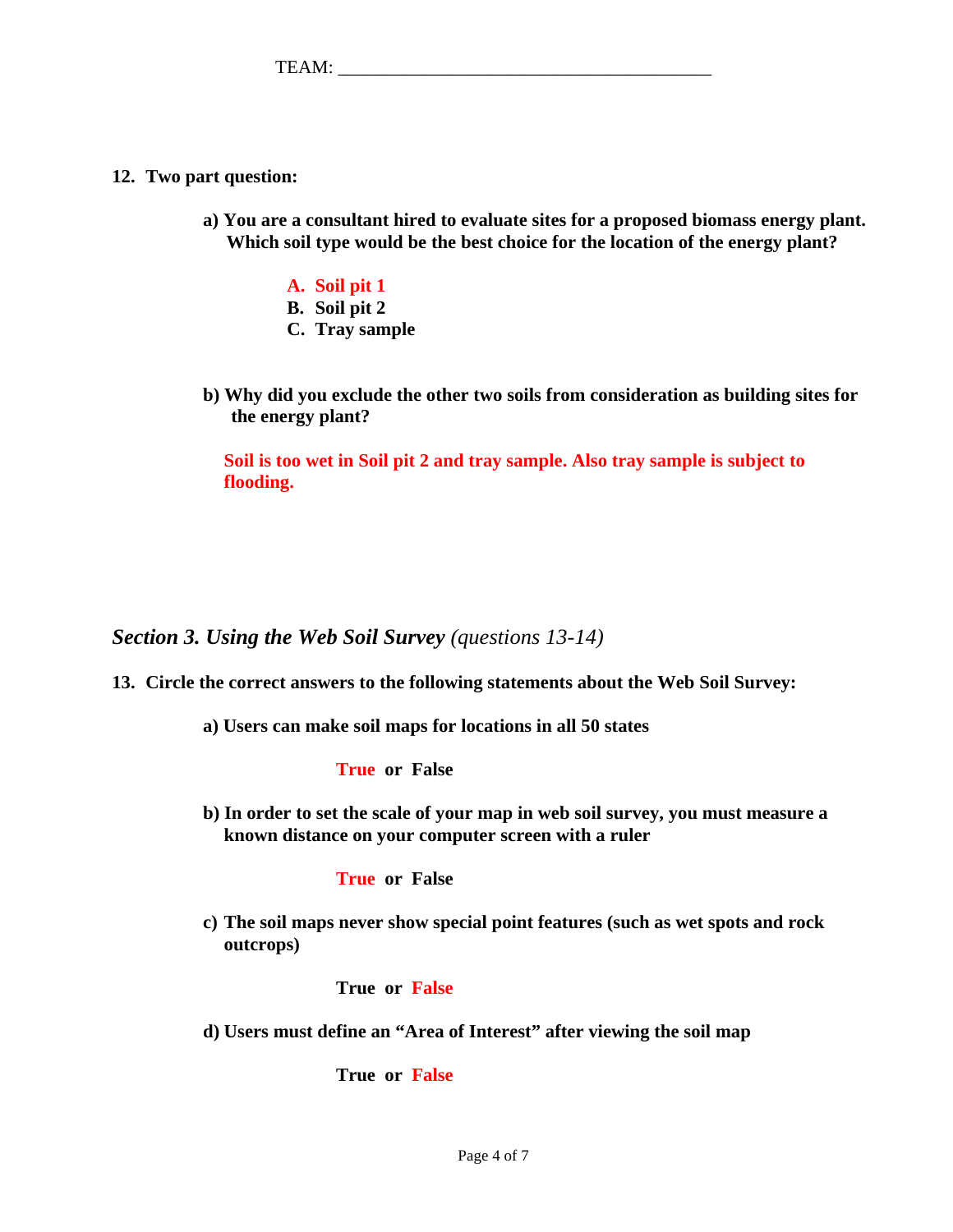TEAM: ________________________________________

**12. Two part question:**

**a) You are a consultant hired to evaluate sites for a proposed biomass energy plant. Which soil type would be the best choice for the location of the energy plant?**

**A. Soil pit 1**
**B. Soil pit 2**
**C. Tray sample**

**b) Why did you exclude the other two soils from consideration as building sites for the energy plant?**

**Soil is too wet in Soil pit 2 and tray sample. Also tray sample is subject to flooding.**

## *Section 3. Using the Web Soil Survey (questions 13-14)*

**13. Circle the correct answers to the following statements about the Web Soil Survey:**

**a) Users can make soil maps for locations in all 50 states**

**True** or **False**

**b) In order to set the scale of your map in web soil survey, you must measure a known distance on your computer screen with a ruler**

**True** or **False**

**c) The soil maps never show special point features (such as wet spots and rock outcrops)**

**True** or **False**

**d) Users must define an "Area of Interest" after viewing the soil map**

**True** or **False**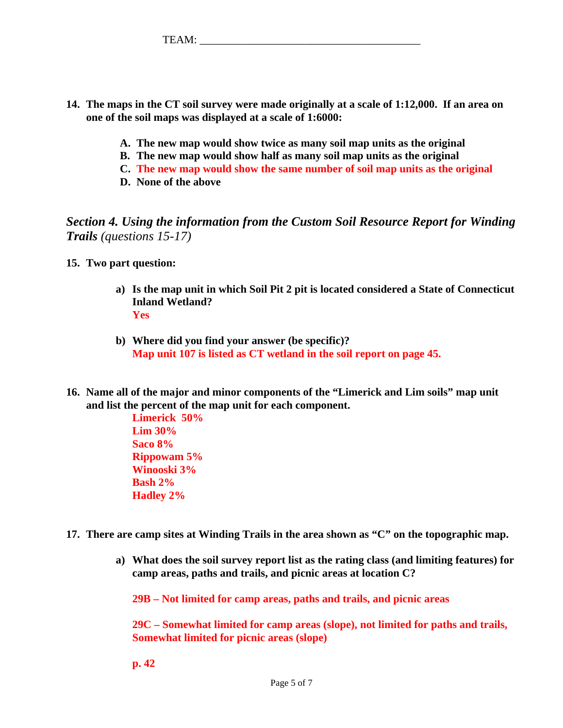TEAM: ________________________________________

**14. The maps in the CT soil survey were made originally at a scale of 1:12,000. If an area on one of the soil maps was displayed at a scale of 1:6000:**

- **A. The new map would show twice as many soil map units as the original**
- **B. The new map would show half as many soil map units as the original**
- **C. The new map would show the same number of soil map units as the original**
- **D. None of the above**

## *Section 4. Using the information from the Custom Soil Resource Report for Winding Trails (questions 15-17)*

**15. Two part question:**

**a) Is the map unit in which Soil Pit 2 pit is located considered a State of Connecticut Inland Wetland?**
**Yes**

**b) Where did you find your answer (be specific)?**
**Map unit 107 is listed as CT wetland in the soil report on page 45.**

**16. Name all of the major and minor components of the "Limerick and Lim soils" map unit and list the percent of the map unit for each component.**

**Limerick 50%**
**Lim 30%**
**Saco 8%**
**Rippowam 5%**
**Winooski 3%**
**Bash 2%**
**Hadley 2%**

**17. There are camp sites at Winding Trails in the area shown as "C" on the topographic map.**

**a) What does the soil survey report list as the rating class (and limiting features) for camp areas, paths and trails, and picnic areas at location C?**

**29B – Not limited for camp areas, paths and trails, and picnic areas**

**29C – Somewhat limited for camp areas (slope), not limited for paths and trails, Somewhat limited for picnic areas (slope)**

**p. 42**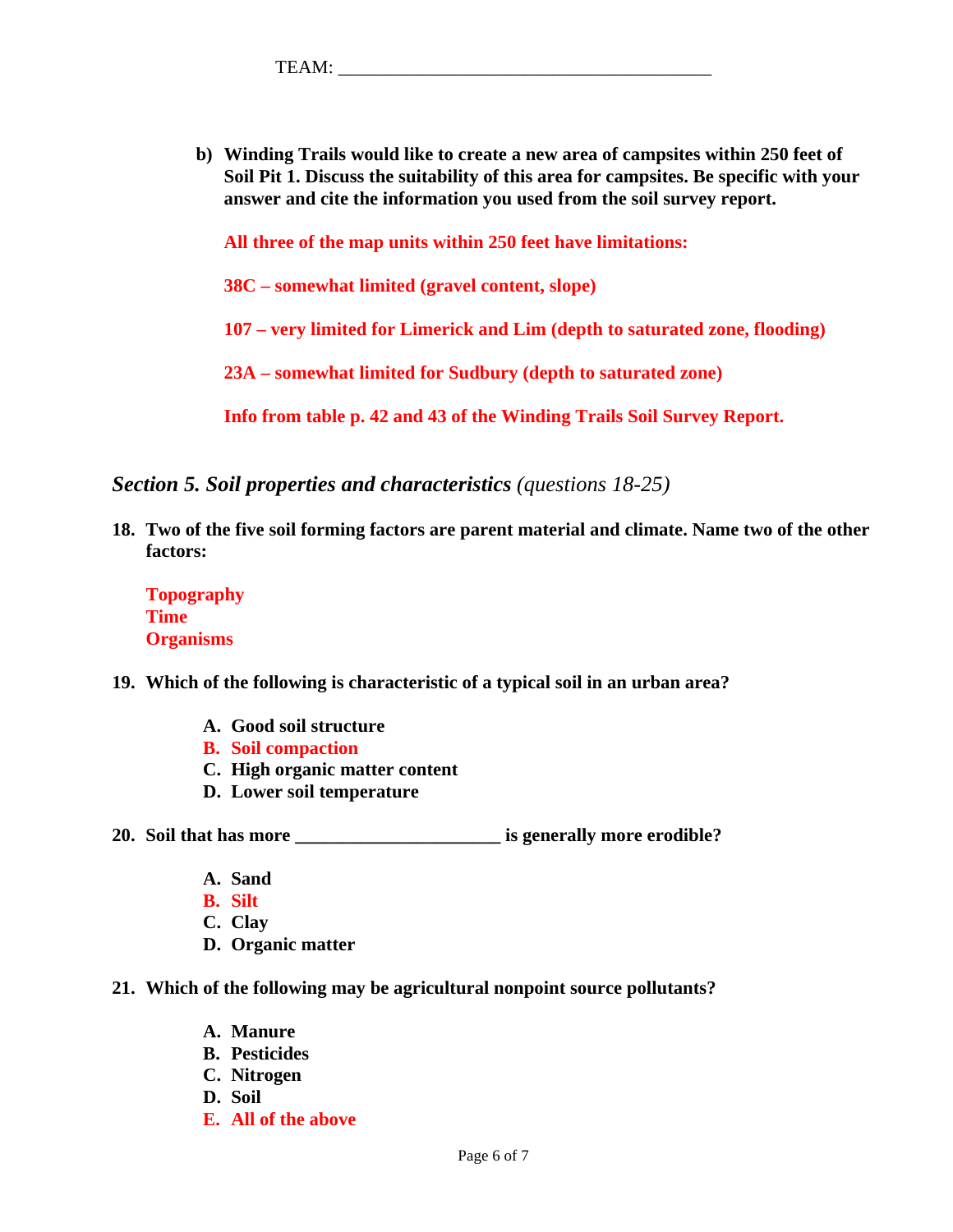TEAM: _______________________________________

**b) Winding Trails would like to create a new area of campsites within 250 feet of Soil Pit 1. Discuss the suitability of this area for campsites. Be specific with your answer and cite the information you used from the soil survey report.**

**All three of the map units within 250 feet have limitations:**

**38C – somewhat limited (gravel content, slope)**

**107 – very limited for Limerick and Lim (depth to saturated zone, flooding)**

**23A – somewhat limited for Sudbury (depth to saturated zone)**

**Info from table p. 42 and 43 of the Winding Trails Soil Survey Report.**

## *Section 5. Soil properties and characteristics (questions 18-25)*

**18. Two of the five soil forming factors are parent material and climate. Name two of the other factors:**

**Topography**
**Time**
**Organisms**

**19. Which of the following is characteristic of a typical soil in an urban area?**

- **A. Good soil structure**
- **B. Soil compaction**
- **C. High organic matter content**
- **D. Lower soil temperature**

**20. Soil that has more ______________________ is generally more erodible?**

- **A. Sand**
- **B. Silt**
- **C. Clay**
- **D. Organic matter**

**21. Which of the following may be agricultural nonpoint source pollutants?**

- **A. Manure**
- **B. Pesticides**
- **C. Nitrogen**
- **D. Soil**
- **E. All of the above**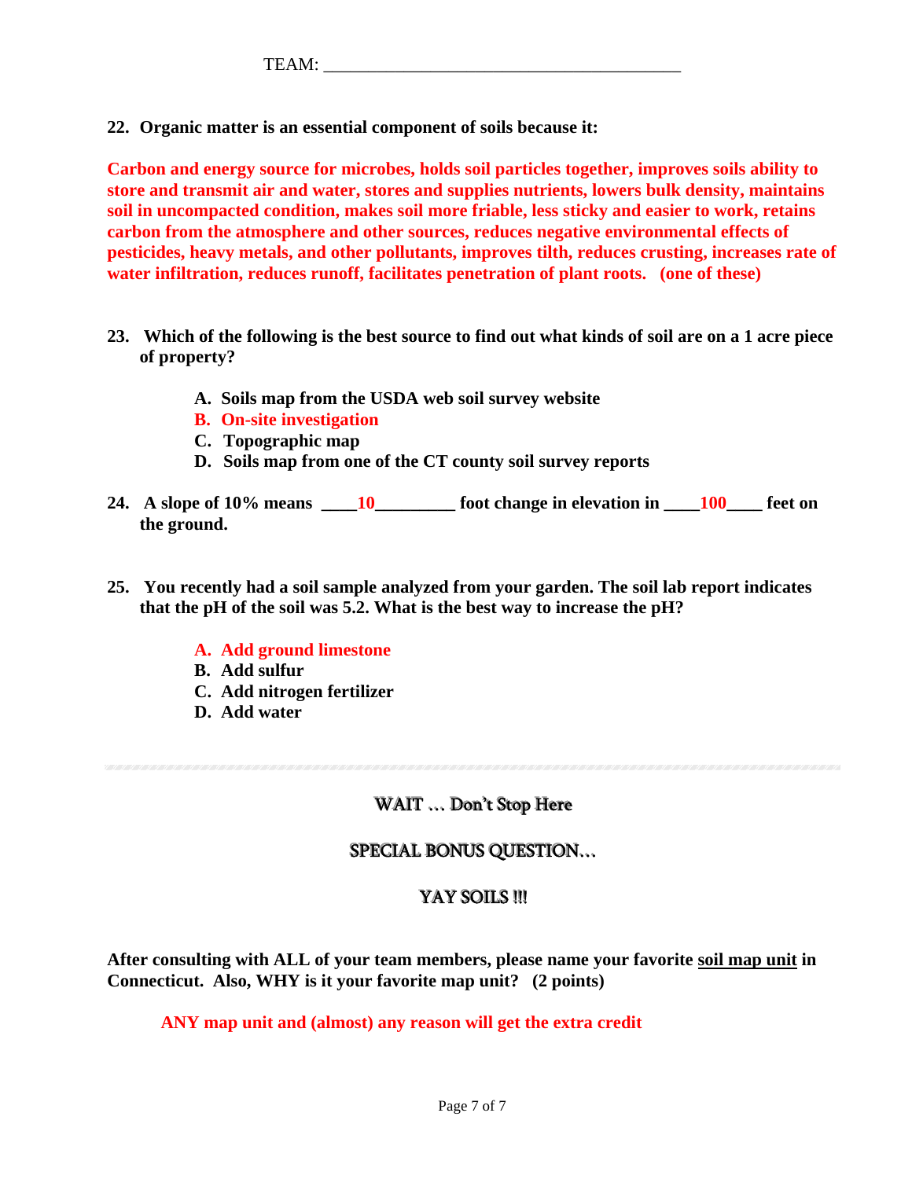TEAM: _______________________________________

**22. Organic matter is an essential component of soils because it:**

**Carbon and energy source for microbes, holds soil particles together, improves soils ability to store and transmit air and water, stores and supplies nutrients, lowers bulk density, maintains soil in uncompacted condition, makes soil more friable, less sticky and easier to work, retains carbon from the atmosphere and other sources, reduces negative environmental effects of pesticides, heavy metals, and other pollutants, improves tilth, reduces crusting, increases rate of water infiltration, reduces runoff, facilitates penetration of plant roots. (one of these)**

**23. Which of the following is the best source to find out what kinds of soil are on a 1 acre piece of property?**

- **A. Soils map from the USDA web soil survey website**
- **B. On-site investigation**
- **C. Topographic map**
- **D. Soils map from one of the CT county soil survey reports**

**24. A slope of 10% means ____10_________ foot change in elevation in ____100____ feet on the ground.**

**25. You recently had a soil sample analyzed from your garden. The soil lab report indicates that the pH of the soil was 5.2. What is the best way to increase the pH?**

- **A. Add ground limestone**
- **B. Add sulfur**
- **C. Add nitrogen fertilizer**
- **D. Add water**

---

**WAIT … Don't Stop Here**

**SPECIAL BONUS QUESTION…**

**YAY SOILS !!!**

**After consulting with ALL of your team members, please name your favorite soil map unit in Connecticut. Also, WHY is it your favorite map unit? (2 points)**

**ANY map unit and (almost) any reason will get the extra credit**